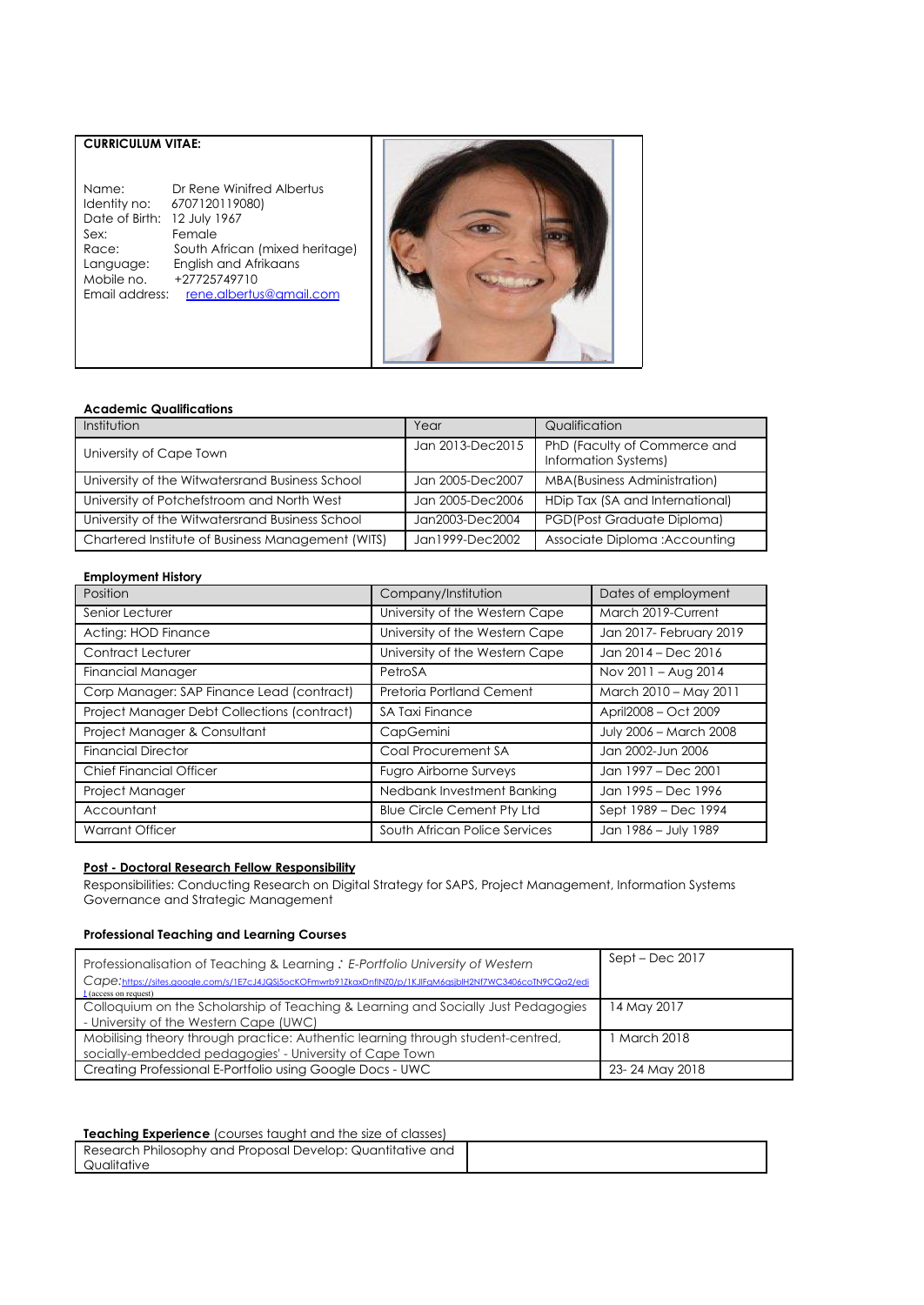**CURRICULUM VITAE:**

Name: Dr Rene Winifred Albertus
Identity no: 6707120119080)
Date of Birth: 12 July 1967
Sex: Female
Race: South African (mixed heritage)
Language: English and Afrikaans
Mobile no. +27725749710
Email address: rene.albertus@gmail.com

**Academic Qualifications**

| Institution | Year | Qualification |
|---|---|---|
| University of Cape Town | Jan 2013-Dec2015 | PhD (Faculty of Commerce and Information Systems) |
| University of the Witwatersrand Business School | Jan 2005-Dec2007 | MBA(Business Administration) |
| University of Potchefstroom and North West | Jan 2005-Dec2006 | HDip Tax (SA and International) |
| University of the Witwatersrand Business School | Jan2003-Dec2004 | PGD(Post Graduate Diploma) |
| Chartered Institute of Business Management (WITS) | Jan1999-Dec2002 | Associate Diploma :Accounting |

**Employment History**

| Position | Company/Institution | Dates of employment |
|---|---|---|
| Senior Lecturer | University of the Western Cape | March 2019-Current |
| Acting: HOD Finance | University of the Western Cape | Jan 2017- February 2019 |
| Contract Lecturer | University of the Western Cape | Jan 2014 – Dec 2016 |
| Financial Manager | PetroSA | Nov 2011 – Aug 2014 |
| Corp Manager: SAP Finance Lead (contract) | Pretoria Portland Cement | March 2010 – May 2011 |
| Project Manager Debt Collections (contract) | SA Taxi Finance | April2008 – Oct 2009 |
| Project Manager & Consultant | CapGemini | July 2006 – March 2008 |
| Financial Director | Coal Procurement SA | Jan 2002-Jun 2006 |
| Chief Financial Officer | Fugro Airborne Surveys | Jan 1997 – Dec 2001 |
| Project Manager | Nedbank Investment Banking | Jan 1995 – Dec 1996 |
| Accountant | Blue Circle Cement Pty Ltd | Sept 1989 – Dec 1994 |
| Warrant Officer | South African Police Services | Jan 1986 – July 1989 |

**Post - Doctoral Research Fellow Responsibility**

Responsibilities: Conducting Research on Digital Strategy for SAPS, Project Management, Information Systems Governance and Strategic Management

**Professional Teaching and Learning Courses**

| | |
|---|---|
| Professionalisation of Teaching & Learning : *E-Portfolio University of Western Cape*:https://sites.google.com/s/1E7cJ4JQSj5ocKOFmwrb91ZkaxDnflNZ0/p/1KJlFqM6qsjblH2Nf7WC3406coTN9CQa2/edi t (access on request) | Sept – Dec 2017 |
| Colloquium on the Scholarship of Teaching & Learning and Socially Just Pedagogies - University of the Western Cape (UWC) | 14 May 2017 |
| Mobilising theory through practice: Authentic learning through student-centred, socially-embedded pedagogies' - University of Cape Town | 1 March 2018 |
| Creating Professional E-Portfolio using Google Docs - UWC | 23- 24 May 2018 |

**Teaching Experience** (courses taught and the size of classes)

| | |
|---|---|
| Research Philosophy and Proposal Develop: Quantitative and Qualitative | |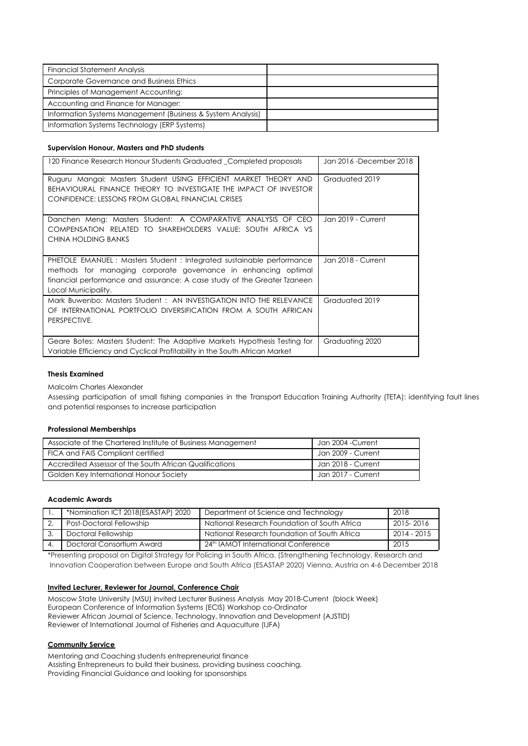| | |
|---|---|
| Financial Statement Analysis | |
| Corporate Governance and Business Ethics | |
| Principles of Management Accounting: | |
| Accounting and Finance for Manager: | |
| Information Systems Management (Business & System Analysis) | |
| Information Systems Technology (ERP Systems) | |

**Supervision Honour, Masters and PhD students**

| | |
|---|---|
| 120 Finance Research Honour Students Graduated _Completed proposals | Jan 2016 -December 2018 |
| Ruguru Mangai: Masters Student USING EFFICIENT MARKET THEORY AND BEHAVIOURAL FINANCE THEORY TO INVESTIGATE THE IMPACT OF INVESTOR CONFIDENCE: LESSONS FROM GLOBAL FINANCIAL CRISES | Graduated 2019 |
| Danchen Meng: Masters Student: A COMPARATIVE ANALYSIS OF CEO COMPENSATION RELATED TO SHAREHOLDERS VALUE: SOUTH AFRICA VS CHINA HOLDING BANKS | Jan 2019 - Current |
| PHETOLE EMANUEL : Masters Student : Integrated sustainable performance methods for managing corporate governance in enhancing optimal financial performance and assurance: A case study of the Greater Tzaneen Local Municipality. | Jan 2018 - Current |
| Mark Buwenbo: Masters Student : AN INVESTIGATION INTO THE RELEVANCE OF INTERNATIONAL PORTFOLIO DIVERSIFICATION FROM A SOUTH AFRICAN PERSPECTIVE. | Graduated 2019 |
| Geare Botes: Masters Student: The Adaptive Markets Hypothesis Testing for Variable Efficiency and Cyclical Profitability in the South African Market | Graduating 2020 |

**Thesis Examined**

Malcolm Charles Alexander

Assessing participation of small fishing companies in the Transport Education Training Authority (TETA): identifying fault lines and potential responses to increase participation

**Professional Memberships**

| | |
|---|---|
| Associate of the Chartered Institute of Business Management | Jan 2004 -Current |
| FICA and FAIS Compliant certified | Jan 2009 - Current |
| Accredited Assessor of the South African Qualifications | Jan 2018 - Current |
| Golden Key International Honour Society | Jan 2017 - Current |

**Academic Awards**

| | | | |
|---|---|---|---|
| 1. | *Nomination ICT 2018(ESASTAP) 2020 | Department of Science and Technology | 2018 |
| 2. | Post-Doctoral Fellowship | National Research Foundation of South Africa | 2015- 2016 |
| 3. | Doctoral Fellowship | National Research foundation of South Africa | 2014 - 2015 |
| 4. | Doctoral Consortium Award | 24th IAMOT International Conference | 2015 |

*Presenting proposal on Digital Strategy for Policing in South Africa. (Strengthening Technology, Research and Innovation Cooperation between Europe and South Africa (ESASTAP 2020) Vienna, Austria on 4-6 December 2018

**Invited Lecturer, Reviewer for Journal, Conference Chair**

Moscow State University (MSU) invited Lecturer Business Analysis May 2018-Current (block Week)
European Conference of Information Systems (ECIS) Workshop co-Ordinator
Reviewer African Journal of Science, Technology, Innovation and Development (AJSTID)
Reviewer of International Journal of Fisheries and Aquaculture (IJFA)

**Community Service**

Mentoring and Coaching students entrepreneurial finance
Assisting Entrepreneurs to build their business, providing business coaching,
Providing Financial Guidance and looking for sponsorships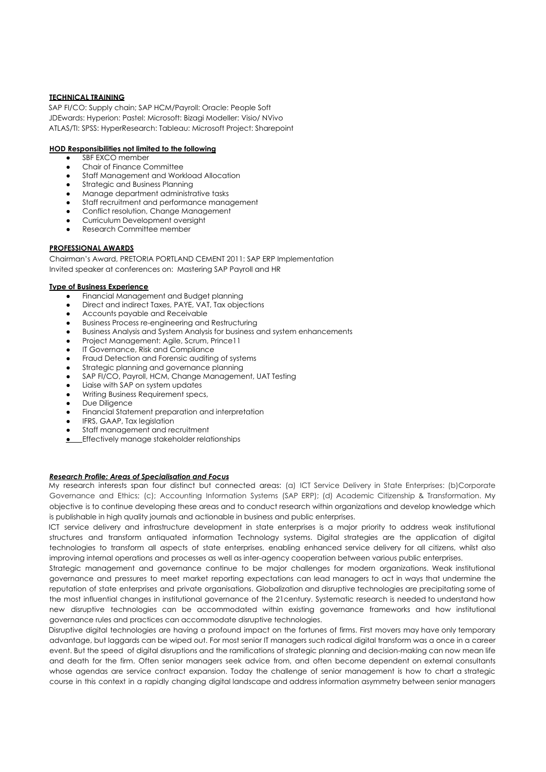**TECHNICAL TRAINING**

SAP FI/CO: Supply chain; SAP HCM/Payroll: Oracle: People Soft
JDEwards: Hyperion: Pastel: Microsoft: Bizagi Modeller: Visio/ NVivo
ATLAS/TI: SPSS: HyperResearch: Tableau: Microsoft Project: Sharepoint

**HOD Responsibilities not limited to the following**

- SBF EXCO member
- Chair of Finance Committee
- Staff Management and Workload Allocation
- Strategic and Business Planning
- Manage department administrative tasks
- Staff recruitment and performance management
- Conflict resolution, Change Management
- Curriculum Development oversight
- Research Committee member

**PROFESSIONAL AWARDS**

Chairman's Award, PRETORIA PORTLAND CEMENT 2011: SAP ERP Implementation
Invited speaker at conferences on: Mastering SAP Payroll and HR

**Type of Business Experience**

- Financial Management and Budget planning
- Direct and indirect Taxes, PAYE, VAT, Tax objections
- Accounts payable and Receivable
- Business Process re-engineering and Restructuring
- Business Analysis and System Analysis for business and system enhancements
- Project Management: Agile, Scrum, Prince11
- IT Governance, Risk and Compliance
- Fraud Detection and Forensic auditing of systems
- Strategic planning and governance planning
- SAP FI/CO, Payroll, HCM, Change Management, UAT Testing
- Liaise with SAP on system updates
- Writing Business Requirement specs,
- Due Diligence
- Financial Statement preparation and interpretation
- IFRS, GAAP, Tax legislation
- Staff management and recruitment
- Effectively manage stakeholder relationships

***Research Profile: Areas of Specialisation and Focus***

My research interests span four distinct but connected areas: (a) ICT Service Delivery in State Enterprises: (b)Corporate Governance and Ethics; (c); Accounting Information Systems (SAP ERP); (d) Academic Citizenship & Transformation. My objective is to continue developing these areas and to conduct research within organizations and develop knowledge which is publishable in high quality journals and actionable in business and public enterprises.

ICT service delivery and infrastructure development in state enterprises is a major priority to address weak institutional structures and transform antiquated information Technology systems. Digital strategies are the application of digital technologies to transform all aspects of state enterprises, enabling enhanced service delivery for all citizens, whilst also improving internal operations and processes as well as inter-agency cooperation between various public enterprises.

Strategic management and governance continue to be major challenges for modern organizations. Weak institutional governance and pressures to meet market reporting expectations can lead managers to act in ways that undermine the reputation of state enterprises and private organisations. Globalization and disruptive technologies are precipitating some of the most influential changes in institutional governance of the 21century. Systematic research is needed to understand how new disruptive technologies can be accommodated within existing governance frameworks and how institutional governance rules and practices can accommodate disruptive technologies.

Disruptive digital technologies are having a profound impact on the fortunes of firms. First movers may have only temporary advantage, but laggards can be wiped out. For most senior IT managers such radical digital transform was a once in a career event. But the speed of digital disruptions and the ramifications of strategic planning and decision-making can now mean life and death for the firm. Often senior managers seek advice from, and often become dependent on external consultants whose agendas are service contract expansion. Today the challenge of senior management is how to chart a strategic course in this context in a rapidly changing digital landscape and address information asymmetry between senior managers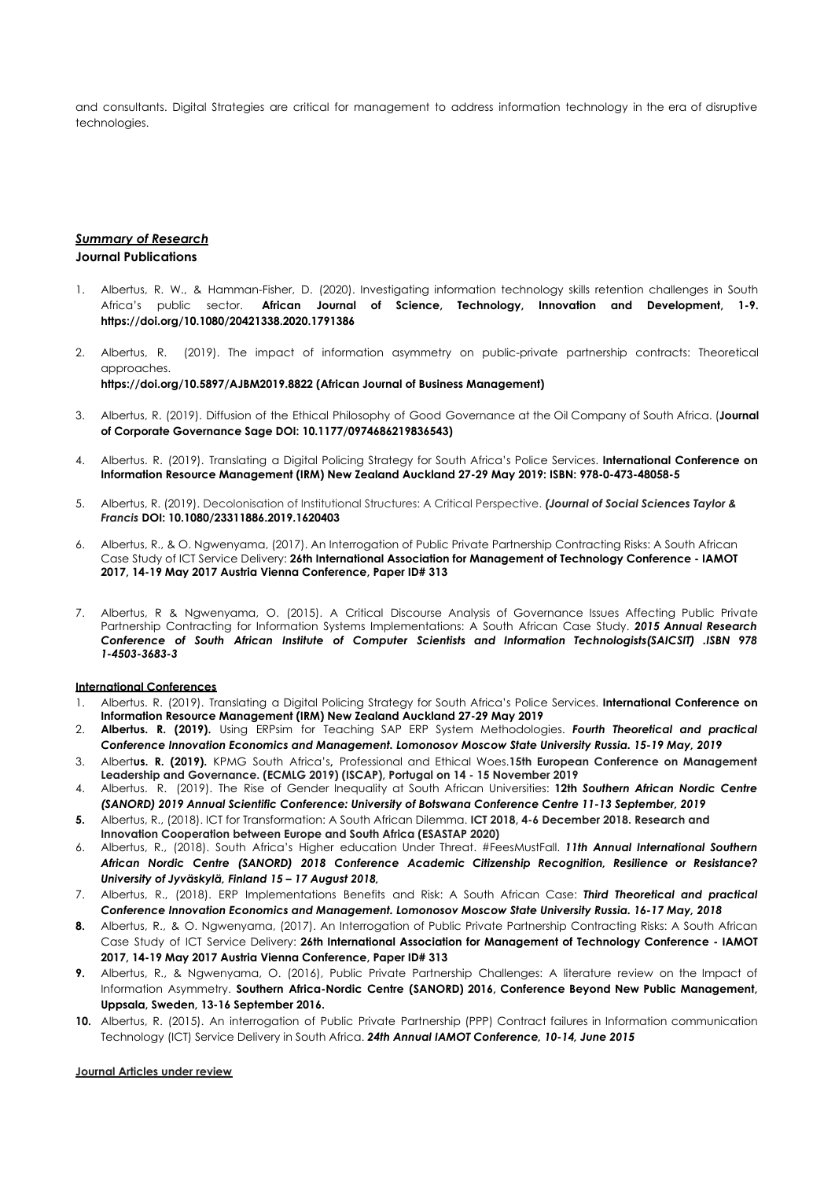and consultants. Digital Strategies are critical for management to address information technology in the era of disruptive technologies.

## ***Summary of Research***

### Journal Publications

1. Albertus, R. W., & Hamman-Fisher, D. (2020). Investigating information technology skills retention challenges in South Africa's public sector. **African Journal of Science, Technology, Innovation and Development, 1-9. https://doi.org/10.1080/20421338.2020.1791386**

2. Albertus, R. (2019). The impact of information asymmetry on public-private partnership contracts: Theoretical approaches.
**https://doi.org/10.5897/AJBM2019.8822 (African Journal of Business Management)**

3. Albertus, R. (2019). Diffusion of the Ethical Philosophy of Good Governance at the Oil Company of South Africa. (**Journal of Corporate Governance Sage DOI: 10.1177/0974686219836543)**

4. Albertus. R. (2019). Translating a Digital Policing Strategy for South Africa's Police Services. **International Conference on Information Resource Management (IRM) New Zealand Auckland 27-29 May 2019: ISBN: 978-0-473-48058-5**

5. Albertus, R. (2019). Decolonisation of Institutional Structures: A Critical Perspective. ***(Journal of Social Sciences Taylor & Francis*** **DOI: 10.1080/23311886.2019.1620403**

6. Albertus, R., & O. Ngwenyama, (2017). An Interrogation of Public Private Partnership Contracting Risks: A South African Case Study of ICT Service Delivery: **26th International Association for Management of Technology Conference - IAMOT 2017, 14-19 May 2017 Austria Vienna Conference, Paper ID# 313**

7. Albertus, R & Ngwenyama, O. (2015). A Critical Discourse Analysis of Governance Issues Affecting Public Private Partnership Contracting for Information Systems Implementations: A South African Case Study. ***2015 Annual Research Conference of South African Institute of Computer Scientists and Information Technologists(SAICSIT) .ISBN 978 1-4503-3683-3***

**International Conferences**

1. Albertus. R. (2019). Translating a Digital Policing Strategy for South Africa's Police Services. **International Conference on Information Resource Management (IRM) New Zealand Auckland 27-29 May 2019**
2. **Albertus. R. (2019).** Using ERPsim for Teaching SAP ERP System Methodologies. ***Fourth Theoretical and practical Conference Innovation Economics and Management. Lomonosov Moscow State University Russia. 15-19 May, 2019***
3. Albert**us. R. (2019).** KPMG South Africa's**,** Professional and Ethical Woes.**15th European Conference on Management Leadership and Governance. (ECMLG 2019) (ISCAP), Portugal on 14 - 15 November 2019**
4. Albertus. R. (2019). The Rise of Gender Inequality at South African Universities: **12th *Southern African Nordic Centre (SANORD) 2019 Annual Scientific Conference: University of Botswana Conference Centre 11-13 September, 2019***
5. Albertus, R., (2018). ICT for Transformation: A South African Dilemma. **ICT 2018, 4-6 December 2018. Research and Innovation Cooperation between Europe and South Africa (ESASTAP 2020)**
6. Albertus, R., (2018). South Africa's Higher education Under Threat. #FeesMustFall. ***11th Annual International Southern African Nordic Centre (SANORD) 2018 Conference Academic Citizenship Recognition, Resilience or Resistance? University of Jyväskylä, Finland 15 – 17 August 2018,***
7. Albertus, R., (2018). ERP Implementations Benefits and Risk: A South African Case: ***Third Theoretical and practical Conference Innovation Economics and Management. Lomonosov Moscow State University Russia. 16-17 May, 2018***
8. Albertus, R., & O. Ngwenyama, (2017). An Interrogation of Public Private Partnership Contracting Risks: A South African Case Study of ICT Service Delivery: **26th International Association for Management of Technology Conference - IAMOT 2017, 14-19 May 2017 Austria Vienna Conference, Paper ID# 313**
9. Albertus, R., & Ngwenyama, O. (2016), Public Private Partnership Challenges: A literature review on the Impact of Information Asymmetry. **Southern Africa-Nordic Centre (SANORD) 2016, Conference Beyond New Public Management, Uppsala, Sweden, 13-16 September 2016.**
10. Albertus, R. (2015). An interrogation of Public Private Partnership (PPP) Contract failures in Information communication Technology (ICT) Service Delivery in South Africa. ***24th Annual IAMOT Conference, 10-14, June 2015***

**Journal Articles under review**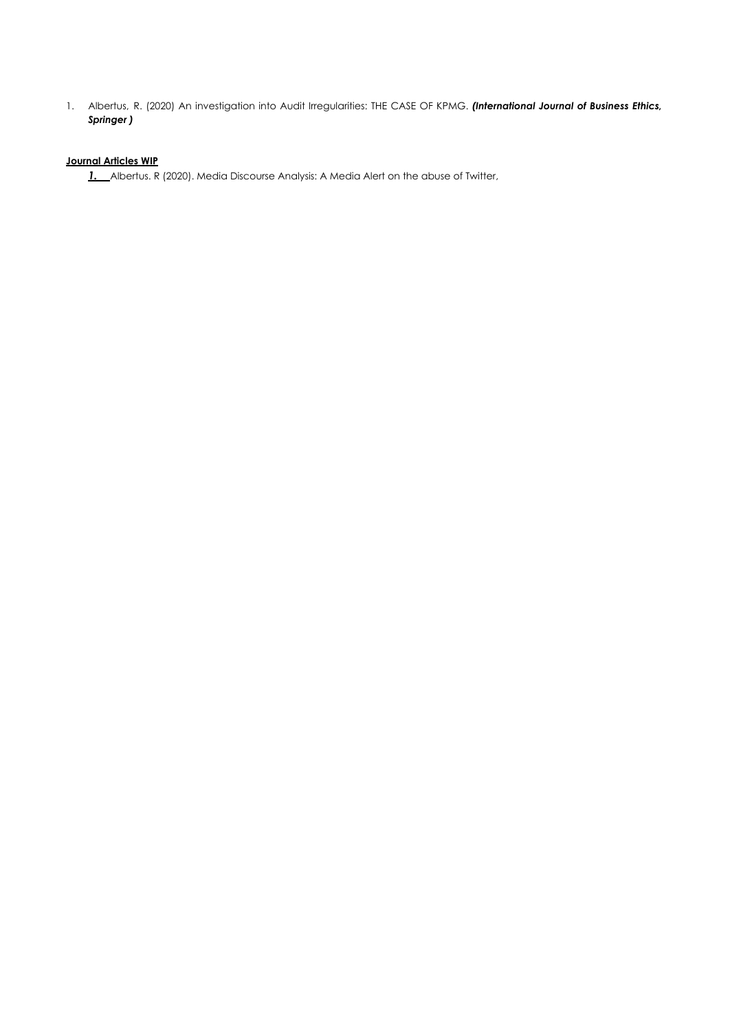1. Albertus, R. (2020) An investigation into Audit Irregularities: THE CASE OF KPMG. ***(International Journal of Business Ethics, Springer )***

**Journal Articles WIP**

1. Albertus. R (2020). Media Discourse Analysis: A Media Alert on the abuse of Twitter,